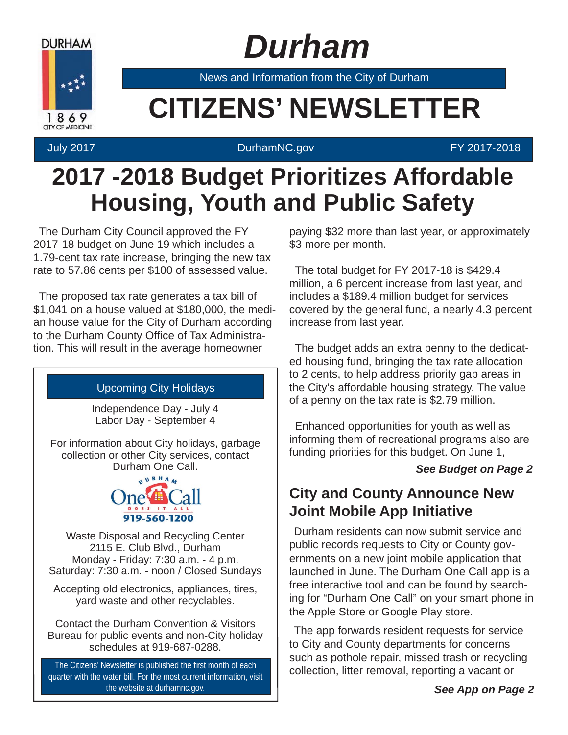DURHAM

1869

CITY OF MEDICINE

# Durham

News and Information from the City of Durham

# CITIZENS' NEWSLETTER

July 2017 | DurhamNC.gov | FY 2017-2018

## 2017 -2018 Budget Prioritizes Affordable Housing, Youth and Public Safety

The Durham City Council approved the FY 2017-18 budget on June 19 which includes a 1.79-cent tax rate increase, bringing the new tax rate to 57.86 cents per $100 of assessed value.

The proposed tax rate generates a tax bill of $1,041 on a house valued at $180,000, the median house value for the City of Durham according to the Durham County Office of Tax Administration. This will result in the average homeowner paying $32 more than last year, or approximately $3 more per month.

The total budget for FY 2017-18 is $429.4 million, a 6 percent increase from last year, and includes a $189.4 million budget for services covered by the general fund, a nearly 4.3 percent increase from last year.

The budget adds an extra penny to the dedicated housing fund, bringing the tax rate allocation to 2 cents, to help address priority gap areas in the City's affordable housing strategy. The value of a penny on the tax rate is $2.79 million.

Enhanced opportunities for youth as well as informing them of recreational programs also are funding priorities for this budget. On June 1,

***See Budget on Page 2***

### Upcoming City Holidays

Independence Day - July 4
Labor Day - September 4

For information about City holidays, garbage collection or other City services, contact Durham One Call.

DURHAM One Call DOES IT ALL
919-560-1200

Waste Disposal and Recycling Center
2115 E. Club Blvd., Durham
Monday - Friday: 7:30 a.m. - 4 p.m.
Saturday: 7:30 a.m. - noon / Closed Sundays

Accepting old electronics, appliances, tires, yard waste and other recyclables.

Contact the Durham Convention & Visitors Bureau for public events and non-City holiday schedules at 919-687-0288.

The Citizens' Newsletter is published the first month of each quarter with the water bill. For the most current information, visit the website at durhamnc.gov.

## City and County Announce New Joint Mobile App Initiative

Durham residents can now submit service and public records requests to City or County governments on a new joint mobile application that launched in June. The Durham One Call app is a free interactive tool and can be found by searching for "Durham One Call" on your smart phone in the Apple Store or Google Play store.

The app forwards resident requests for service to City and County departments for concerns such as pothole repair, missed trash or recycling collection, litter removal, reporting a vacant or

***See App on Page 2***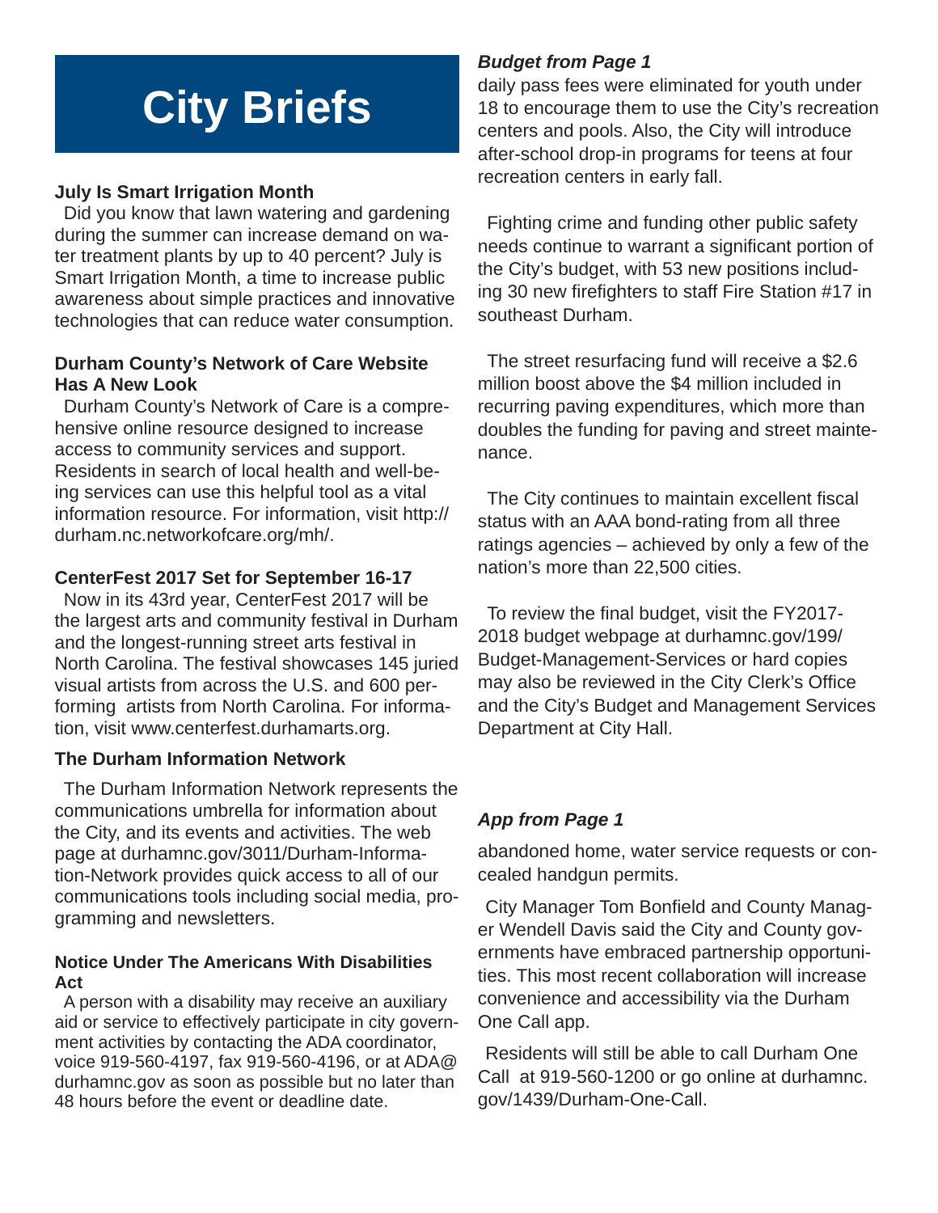# City Briefs

### July Is Smart Irrigation Month

Did you know that lawn watering and gardening during the summer can increase demand on water treatment plants by up to 40 percent? July is Smart Irrigation Month, a time to increase public awareness about simple practices and innovative technologies that can reduce water consumption.

### Durham County's Network of Care Website Has A New Look

Durham County's Network of Care is a comprehensive online resource designed to increase access to community services and support. Residents in search of local health and well-being services can use this helpful tool as a vital information resource. For information, visit http://durham.nc.networkofcare.org/mh/.

### CenterFest 2017 Set for September 16-17

Now in its 43rd year, CenterFest 2017 will be the largest arts and community festival in Durham and the longest-running street arts festival in North Carolina. The festival showcases 145 juried visual artists from across the U.S. and 600 performing artists from North Carolina. For information, visit www.centerfest.durhamarts.org.

### The Durham Information Network

The Durham Information Network represents the communications umbrella for information about the City, and its events and activities. The web page at durhamnc.gov/3011/Durham-Information-Network provides quick access to all of our communications tools including social media, programming and newsletters.

### Notice Under The Americans With Disabilities Act

A person with a disability may receive an auxiliary aid or service to effectively participate in city government activities by contacting the ADA coordinator, voice 919-560-4197, fax 919-560-4196, or at ADA@durhamnc.gov as soon as possible but no later than 48 hours before the event or deadline date.

### *Budget from Page 1*

daily pass fees were eliminated for youth under 18 to encourage them to use the City's recreation centers and pools. Also, the City will introduce after-school drop-in programs for teens at four recreation centers in early fall.

Fighting crime and funding other public safety needs continue to warrant a significant portion of the City's budget, with 53 new positions including 30 new firefighters to staff Fire Station #17 in southeast Durham.

The street resurfacing fund will receive a $2.6 million boost above the $4 million included in recurring paving expenditures, which more than doubles the funding for paving and street maintenance.

The City continues to maintain excellent fiscal status with an AAA bond-rating from all three ratings agencies – achieved by only a few of the nation's more than 22,500 cities.

To review the final budget, visit the FY2017-2018 budget webpage at durhamnc.gov/199/Budget-Management-Services or hard copies may also be reviewed in the City Clerk's Office and the City's Budget and Management Services Department at City Hall.

### *App from Page 1*

abandoned home, water service requests or concealed handgun permits.

City Manager Tom Bonfield and County Manager Wendell Davis said the City and County governments have embraced partnership opportunities. This most recent collaboration will increase convenience and accessibility via the Durham One Call app.

Residents will still be able to call Durham One Call at 919-560-1200 or go online at durhamnc.gov/1439/Durham-One-Call.